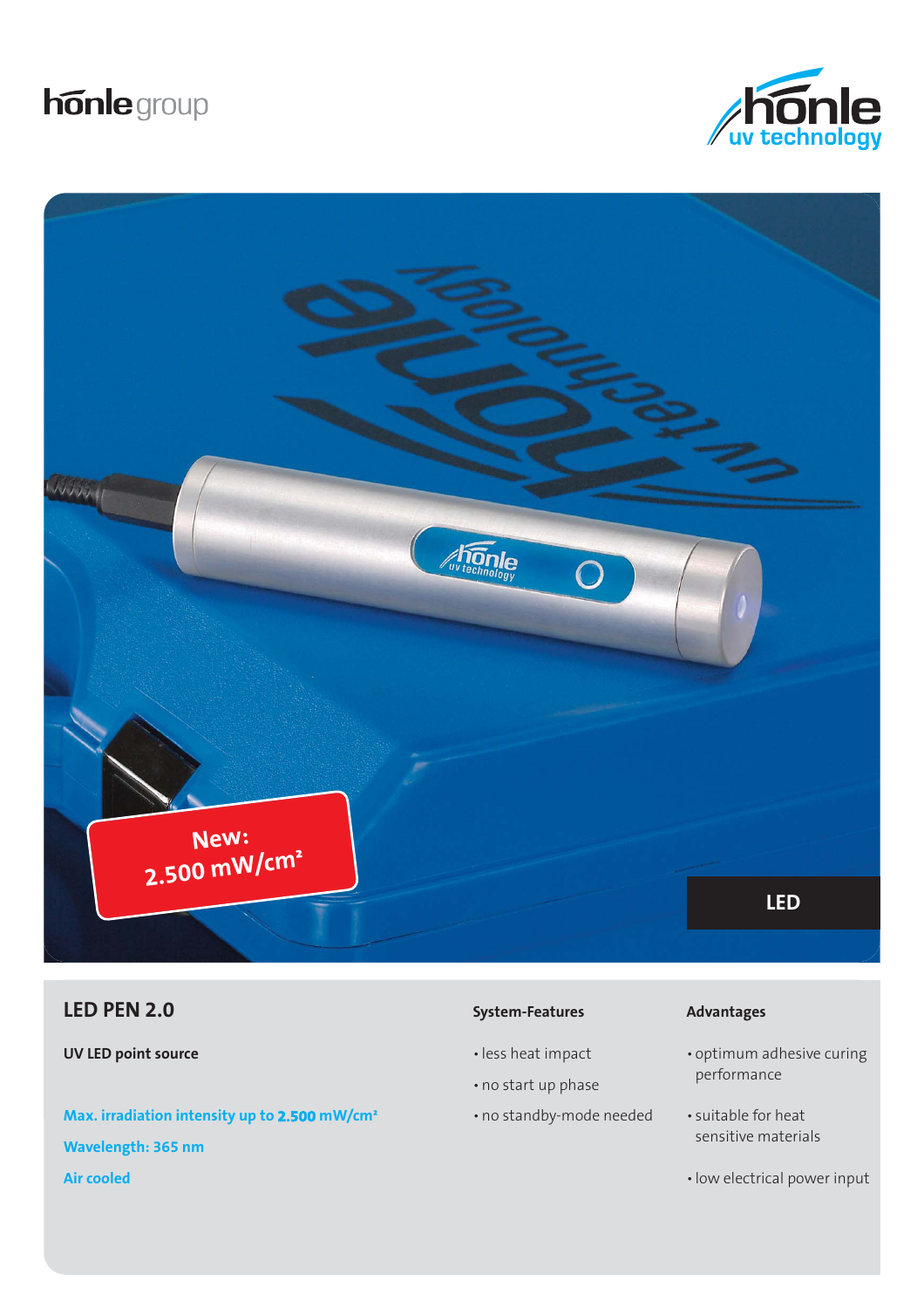hönle group

hönle uv technology

New: 2.500 mW/cm²

LED

## LED PEN 2.0

**UV LED point source**

**Max. irradiation intensity up to 2.500 mW/cm²**

**Wavelength: 365 nm**

**Air cooled**

**System-Features**

- less heat impact
- no start up phase
- no standby-mode needed

**Advantages**

- optimum adhesive curing performance
- suitable for heat sensitive materials
- low electrical power input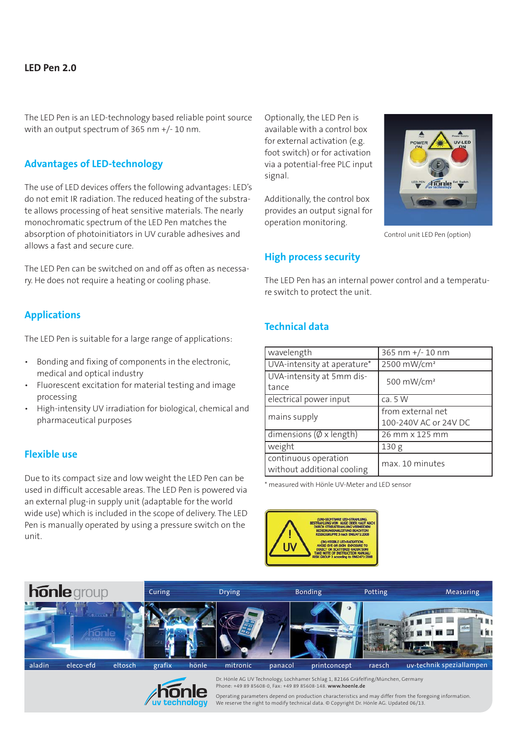# LED Pen 2.0

The LED Pen is an LED-technology based reliable point source with an output spectrum of 365 nm +/- 10 nm.

## Advantages of LED-technology

The use of LED devices offers the following advantages: LED's do not emit IR radiation. The reduced heating of the substrate allows processing of heat sensitive materials. The nearly monochromatic spectrum of the LED Pen matches the absorption of photoinitiators in UV curable adhesives and allows a fast and secure cure.

The LED Pen can be switched on and off as often as necessary. He does not require a heating or cooling phase.

## Applications

The LED Pen is suitable for a large range of applications:

- Bonding and fixing of components in the electronic, medical and optical industry
- Fluorescent excitation for material testing and image processing
- High-intensity UV irradiation for biological, chemical and pharmaceutical purposes

## Flexible use

Due to its compact size and low weight the LED Pen can be used in difficult accesable areas. The LED Pen is powered via an external plug-in supply unit (adaptable for the world wide use) which is included in the scope of delivery. The LED Pen is manually operated by using a pressure switch on the unit.

Optionally, the LED Pen is available with a control box for external activation (e.g. foot switch) or for activation via a potential-free PLC input signal.

Additionally, the control box provides an output signal for operation monitoring.

Control unit LED Pen (option)

## High process security

The LED Pen has an internal power control and a temperature switch to protect the unit.

## Technical data

| | |
|---|---|
| wavelength | 365 nm +/- 10 nm |
| UVA-intensity at aperature* | 2500 mW/cm² |
| UVA-intensity at 5mm distance | 500 mW/cm² |
| electrical power input | ca. 5 W |
| mains supply | from external net 100-240V AC or 24V DC |
| dimensions (Ø x length) | 26 mm x 125 mm |
| weight | 130 g |
| continuous operation without additional cooling | max. 10 minutes |

\* measured with Hönle UV-Meter and LED sensor

Dr. Hönle AG UV Technology, Lochhamer Schlag 1, 82166 Gräfelfing/München, Germany
Phone: +49 89 85608-0, Fax: +49 89 85608-148. **www.hoenle.de**

Operating parameters depend on production characteristics and may differ from the foregoing information.
We reserve the right to modify technical data. © Copyright Dr. Hönle AG. Updated 06/13.